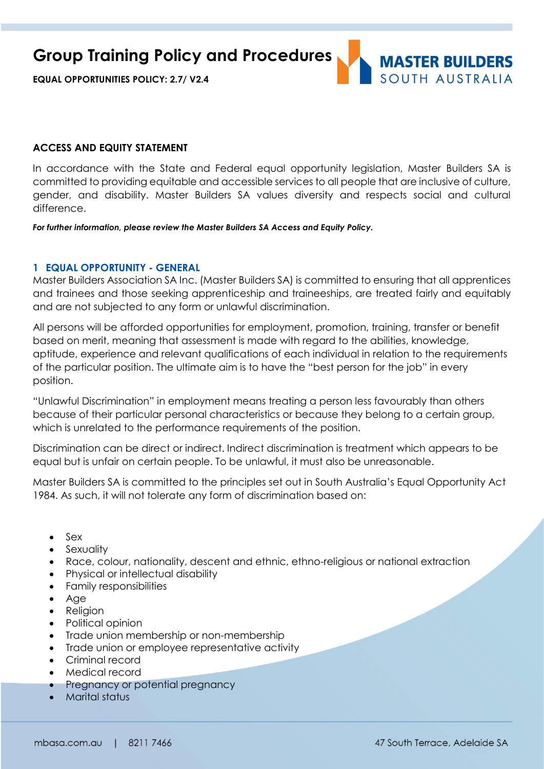# Group Training Policy and Procedures

**EQUAL OPPORTUNITIES POLICY: 2.7/ V2.4**

**ACCESS AND EQUITY STATEMENT**

In accordance with the State and Federal equal opportunity legislation, Master Builders SA is committed to providing equitable and accessible services to all people that are inclusive of culture, gender, and disability. Master Builders SA values diversity and respects social and cultural difference.

***For further information, please review the Master Builders SA Access and Equity Policy.***

## 1 EQUAL OPPORTUNITY - GENERAL

Master Builders Association SA Inc. (Master Builders SA) is committed to ensuring that all apprentices and trainees and those seeking apprenticeship and traineeships, are treated fairly and equitably and are not subjected to any form or unlawful discrimination.

All persons will be afforded opportunities for employment, promotion, training, transfer or benefit based on merit, meaning that assessment is made with regard to the abilities, knowledge, aptitude, experience and relevant qualifications of each individual in relation to the requirements of the particular position. The ultimate aim is to have the "best person for the job" in every position.

"Unlawful Discrimination" in employment means treating a person less favourably than others because of their particular personal characteristics or because they belong to a certain group, which is unrelated to the performance requirements of the position.

Discrimination can be direct or indirect. Indirect discrimination is treatment which appears to be equal but is unfair on certain people. To be unlawful, it must also be unreasonable.

Master Builders SA is committed to the principles set out in South Australia's Equal Opportunity Act 1984. As such, it will not tolerate any form of discrimination based on:

- Sex
- Sexuality
- Race, colour, nationality, descent and ethnic, ethno-religious or national extraction
- Physical or intellectual disability
- Family responsibilities
- Age
- Religion
- Political opinion
- Trade union membership or non-membership
- Trade union or employee representative activity
- Criminal record
- Medical record
- Pregnancy or potential pregnancy
- Marital status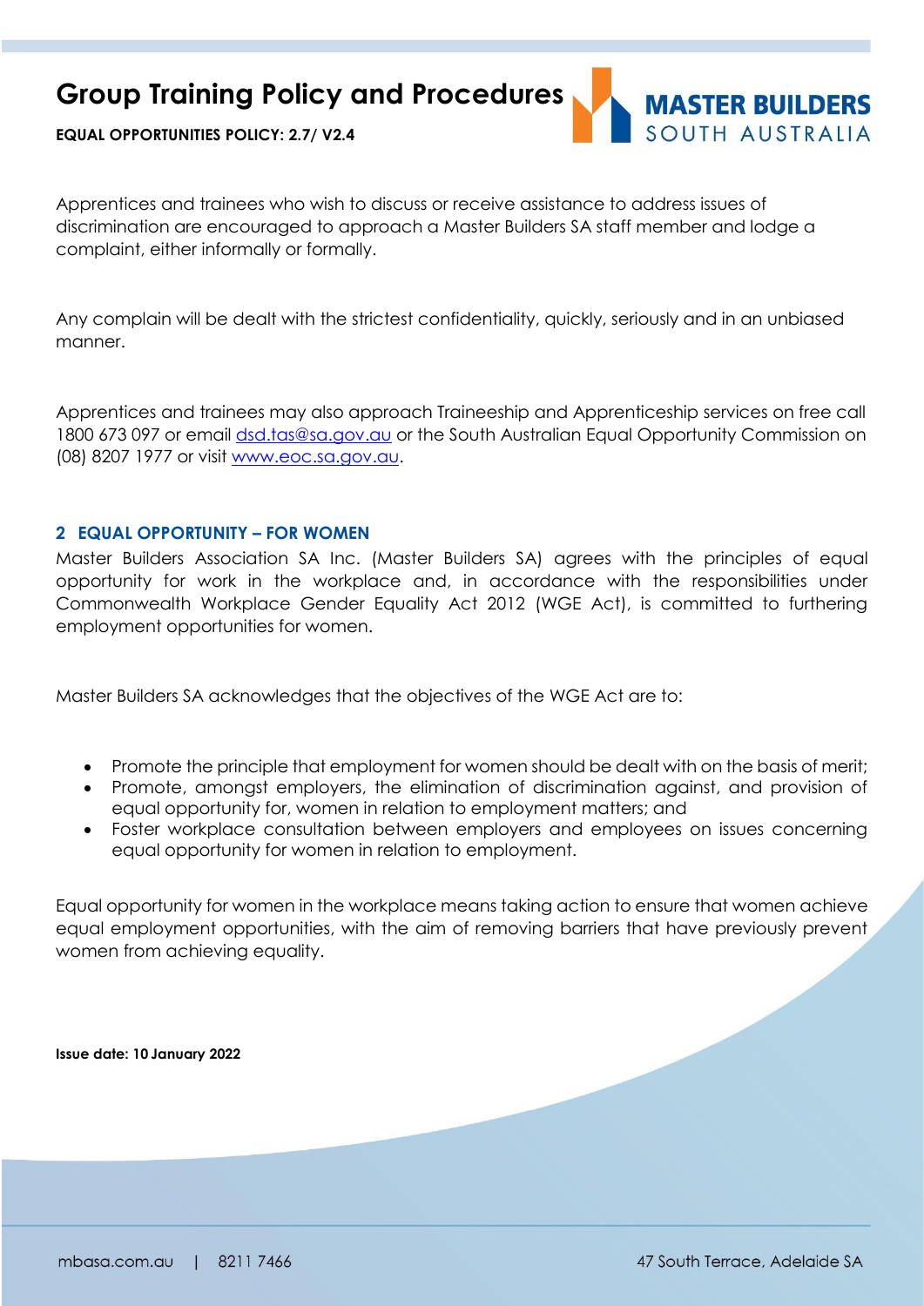Apprentices and trainees who wish to discuss or receive assistance to address issues of discrimination are encouraged to approach a Master Builders SA staff member and lodge a complaint, either informally or formally.

Any complain will be dealt with the strictest confidentiality, quickly, seriously and in an unbiased manner.

Apprentices and trainees may also approach Traineeship and Apprenticeship services on free call 1800 673 097 or email dsd.tas@sa.gov.au or the South Australian Equal Opportunity Commission on (08) 8207 1977 or visit www.eoc.sa.gov.au.

## 2 EQUAL OPPORTUNITY – FOR WOMEN

Master Builders Association SA Inc. (Master Builders SA) agrees with the principles of equal opportunity for work in the workplace and, in accordance with the responsibilities under Commonwealth Workplace Gender Equality Act 2012 (WGE Act), is committed to furthering employment opportunities for women.

Master Builders SA acknowledges that the objectives of the WGE Act are to:

- Promote the principle that employment for women should be dealt with on the basis of merit;
- Promote, amongst employers, the elimination of discrimination against, and provision of equal opportunity for, women in relation to employment matters; and
- Foster workplace consultation between employers and employees on issues concerning equal opportunity for women in relation to employment.

Equal opportunity for women in the workplace means taking action to ensure that women achieve equal employment opportunities, with the aim of removing barriers that have previously prevent women from achieving equality.

**Issue date: 10 January 2022**